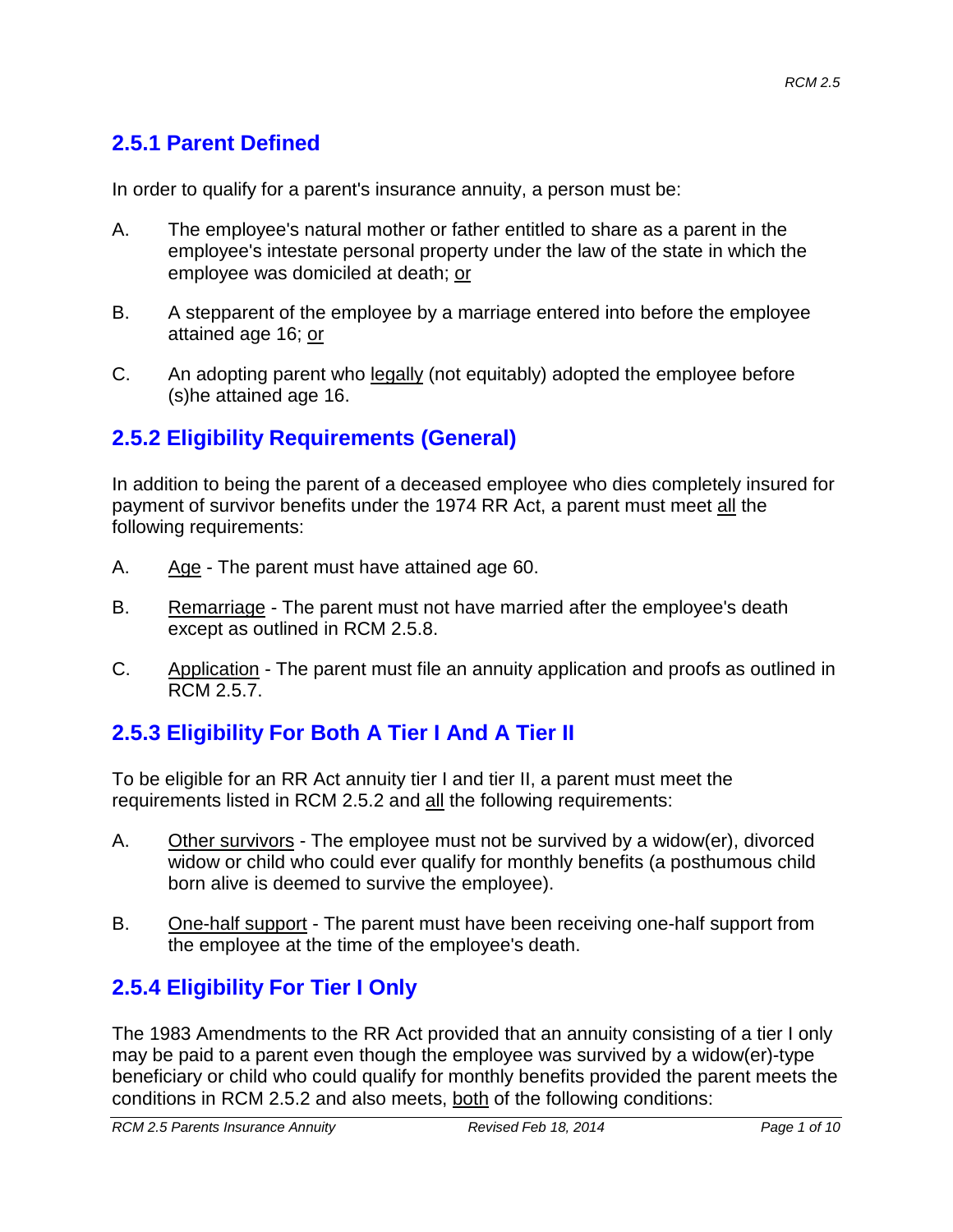## 2.5.1 Parent Defined

In order to qualify for a parent's insurance annuity, a person must be:

A. The employee's natural mother or father entitled to share as a parent in the employee's intestate personal property under the law of the state in which the employee was domiciled at death; or

B. A stepparent of the employee by a marriage entered into before the employee attained age 16; or

C. An adopting parent who legally (not equitably) adopted the employee before (s)he attained age 16.

## 2.5.2 Eligibility Requirements (General)

In addition to being the parent of a deceased employee who dies completely insured for payment of survivor benefits under the 1974 RR Act, a parent must meet all the following requirements:

A. Age - The parent must have attained age 60.

B. Remarriage - The parent must not have married after the employee's death except as outlined in RCM 2.5.8.

C. Application - The parent must file an annuity application and proofs as outlined in RCM 2.5.7.

## 2.5.3 Eligibility For Both A Tier I And A Tier II

To be eligible for an RR Act annuity tier I and tier II, a parent must meet the requirements listed in RCM 2.5.2 and all the following requirements:

A. Other survivors - The employee must not be survived by a widow(er), divorced widow or child who could ever qualify for monthly benefits (a posthumous child born alive is deemed to survive the employee).

B. One-half support - The parent must have been receiving one-half support from the employee at the time of the employee's death.

## 2.5.4 Eligibility For Tier I Only

The 1983 Amendments to the RR Act provided that an annuity consisting of a tier I only may be paid to a parent even though the employee was survived by a widow(er)-type beneficiary or child who could qualify for monthly benefits provided the parent meets the conditions in RCM 2.5.2 and also meets, both of the following conditions: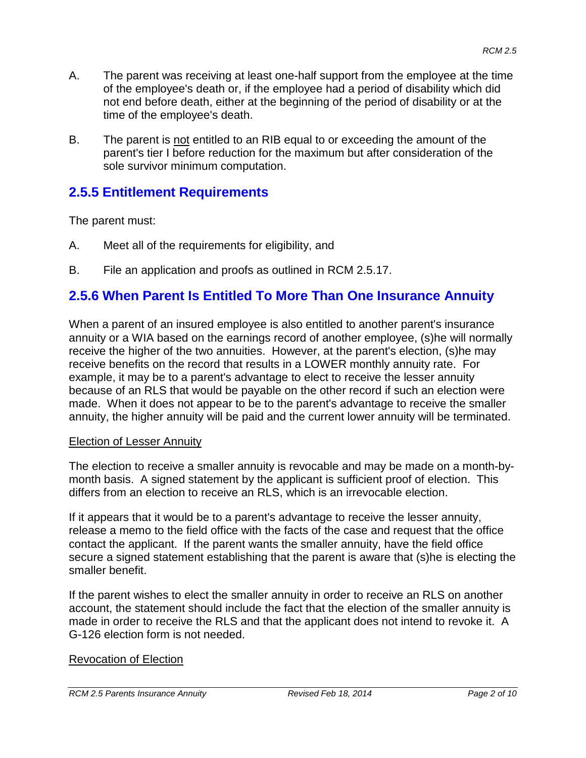A. The parent was receiving at least one-half support from the employee at the time of the employee's death or, if the employee had a period of disability which did not end before death, either at the beginning of the period of disability or at the time of the employee's death.

B. The parent is not entitled to an RIB equal to or exceeding the amount of the parent's tier I before reduction for the maximum but after consideration of the sole survivor minimum computation.

## 2.5.5 Entitlement Requirements

The parent must:

A. Meet all of the requirements for eligibility, and

B. File an application and proofs as outlined in RCM 2.5.17.

## 2.5.6 When Parent Is Entitled To More Than One Insurance Annuity

When a parent of an insured employee is also entitled to another parent's insurance annuity or a WIA based on the earnings record of another employee, (s)he will normally receive the higher of the two annuities. However, at the parent's election, (s)he may receive benefits on the record that results in a LOWER monthly annuity rate. For example, it may be to a parent's advantage to elect to receive the lesser annuity because of an RLS that would be payable on the other record if such an election were made. When it does not appear to be to the parent's advantage to receive the smaller annuity, the higher annuity will be paid and the current lower annuity will be terminated.

Election of Lesser Annuity

The election to receive a smaller annuity is revocable and may be made on a month-by-month basis. A signed statement by the applicant is sufficient proof of election. This differs from an election to receive an RLS, which is an irrevocable election.

If it appears that it would be to a parent's advantage to receive the lesser annuity, release a memo to the field office with the facts of the case and request that the office contact the applicant. If the parent wants the smaller annuity, have the field office secure a signed statement establishing that the parent is aware that (s)he is electing the smaller benefit.

If the parent wishes to elect the smaller annuity in order to receive an RLS on another account, the statement should include the fact that the election of the smaller annuity is made in order to receive the RLS and that the applicant does not intend to revoke it. A G-126 election form is not needed.

Revocation of Election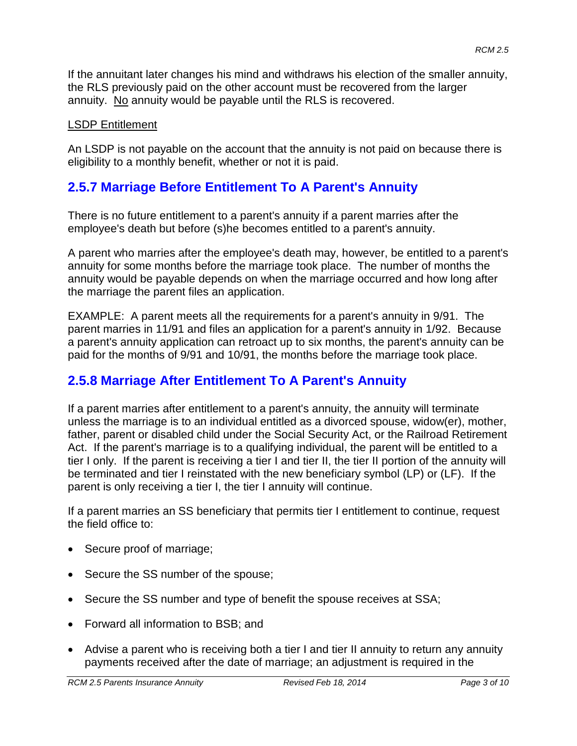If the annuitant later changes his mind and withdraws his election of the smaller annuity, the RLS previously paid on the other account must be recovered from the larger annuity. No annuity would be payable until the RLS is recovered.

LSDP Entitlement

An LSDP is not payable on the account that the annuity is not paid on because there is eligibility to a monthly benefit, whether or not it is paid.

## 2.5.7 Marriage Before Entitlement To A Parent's Annuity

There is no future entitlement to a parent's annuity if a parent marries after the employee's death but before (s)he becomes entitled to a parent's annuity.

A parent who marries after the employee's death may, however, be entitled to a parent's annuity for some months before the marriage took place. The number of months the annuity would be payable depends on when the marriage occurred and how long after the marriage the parent files an application.

EXAMPLE: A parent meets all the requirements for a parent's annuity in 9/91. The parent marries in 11/91 and files an application for a parent's annuity in 1/92. Because a parent's annuity application can retroact up to six months, the parent's annuity can be paid for the months of 9/91 and 10/91, the months before the marriage took place.

## 2.5.8 Marriage After Entitlement To A Parent's Annuity

If a parent marries after entitlement to a parent's annuity, the annuity will terminate unless the marriage is to an individual entitled as a divorced spouse, widow(er), mother, father, parent or disabled child under the Social Security Act, or the Railroad Retirement Act. If the parent's marriage is to a qualifying individual, the parent will be entitled to a tier I only. If the parent is receiving a tier I and tier II, the tier II portion of the annuity will be terminated and tier I reinstated with the new beneficiary symbol (LP) or (LF). If the parent is only receiving a tier I, the tier I annuity will continue.

If a parent marries an SS beneficiary that permits tier I entitlement to continue, request the field office to:

- Secure proof of marriage;
- Secure the SS number of the spouse;
- Secure the SS number and type of benefit the spouse receives at SSA;
- Forward all information to BSB; and
- Advise a parent who is receiving both a tier I and tier II annuity to return any annuity payments received after the date of marriage; an adjustment is required in the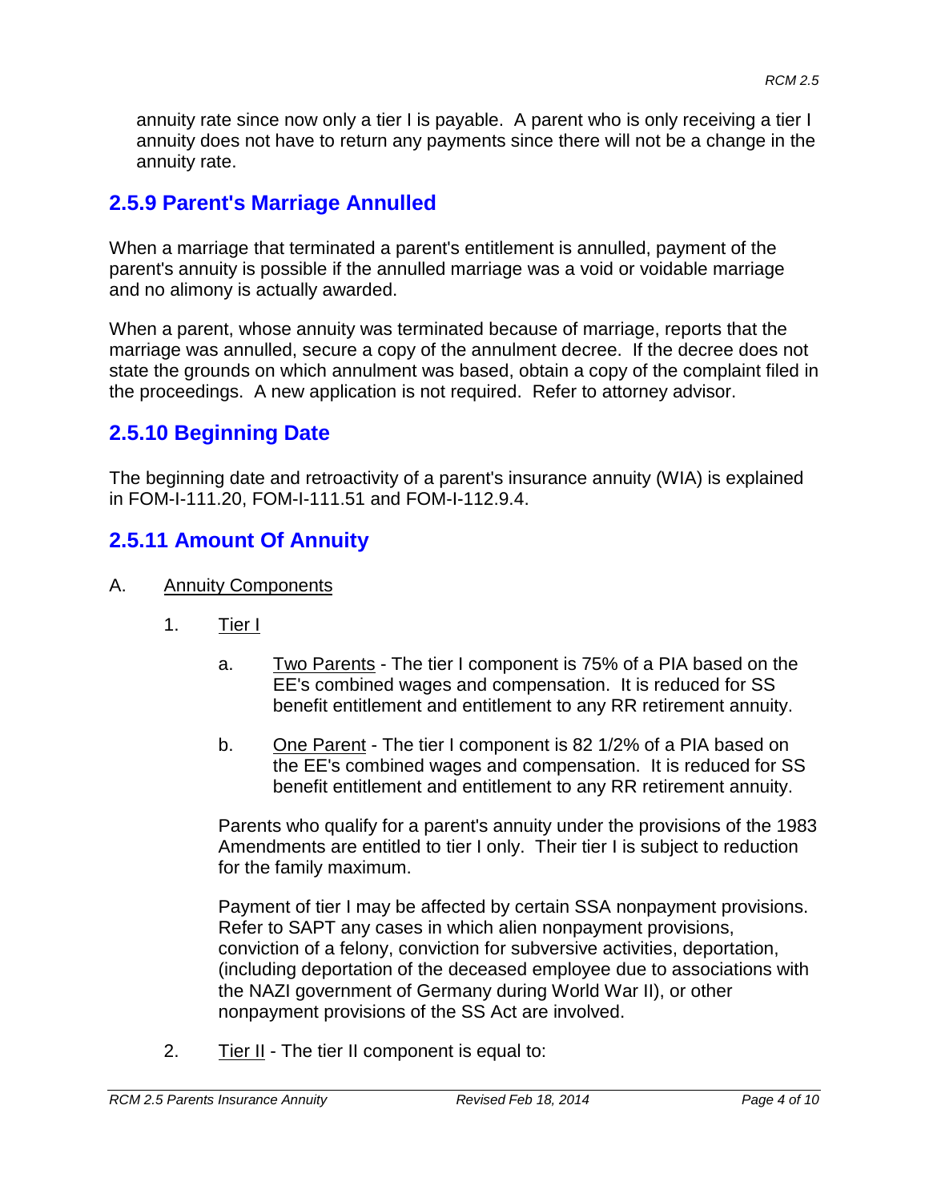annuity rate since now only a tier I is payable. A parent who is only receiving a tier I annuity does not have to return any payments since there will not be a change in the annuity rate.

## 2.5.9 Parent's Marriage Annulled

When a marriage that terminated a parent's entitlement is annulled, payment of the parent's annuity is possible if the annulled marriage was a void or voidable marriage and no alimony is actually awarded.

When a parent, whose annuity was terminated because of marriage, reports that the marriage was annulled, secure a copy of the annulment decree. If the decree does not state the grounds on which annulment was based, obtain a copy of the complaint filed in the proceedings. A new application is not required. Refer to attorney advisor.

## 2.5.10 Beginning Date

The beginning date and retroactivity of a parent's insurance annuity (WIA) is explained in FOM-I-111.20, FOM-I-111.51 and FOM-I-112.9.4.

## 2.5.11 Amount Of Annuity

A. Annuity Components

1. Tier I

   a. Two Parents - The tier I component is 75% of a PIA based on the EE's combined wages and compensation. It is reduced for SS benefit entitlement and entitlement to any RR retirement annuity.

   b. One Parent - The tier I component is 82 1/2% of a PIA based on the EE's combined wages and compensation. It is reduced for SS benefit entitlement and entitlement to any RR retirement annuity.

   Parents who qualify for a parent's annuity under the provisions of the 1983 Amendments are entitled to tier I only. Their tier I is subject to reduction for the family maximum.

   Payment of tier I may be affected by certain SSA nonpayment provisions. Refer to SAPT any cases in which alien nonpayment provisions, conviction of a felony, conviction for subversive activities, deportation, (including deportation of the deceased employee due to associations with the NAZI government of Germany during World War II), or other nonpayment provisions of the SS Act are involved.

2. Tier II - The tier II component is equal to: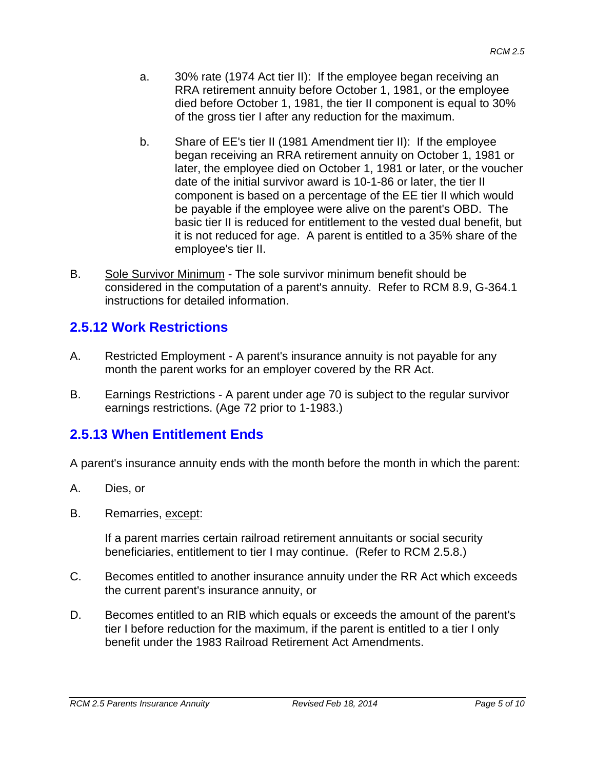a. 30% rate (1974 Act tier II): If the employee began receiving an RRA retirement annuity before October 1, 1981, or the employee died before October 1, 1981, the tier II component is equal to 30% of the gross tier I after any reduction for the maximum.

b. Share of EE's tier II (1981 Amendment tier II): If the employee began receiving an RRA retirement annuity on October 1, 1981 or later, the employee died on October 1, 1981 or later, or the voucher date of the initial survivor award is 10-1-86 or later, the tier II component is based on a percentage of the EE tier II which would be payable if the employee were alive on the parent's OBD. The basic tier II is reduced for entitlement to the vested dual benefit, but it is not reduced for age. A parent is entitled to a 35% share of the employee's tier II.

B. Sole Survivor Minimum - The sole survivor minimum benefit should be considered in the computation of a parent's annuity. Refer to RCM 8.9, G-364.1 instructions for detailed information.

## 2.5.12 Work Restrictions

A. Restricted Employment - A parent's insurance annuity is not payable for any month the parent works for an employer covered by the RR Act.

B. Earnings Restrictions - A parent under age 70 is subject to the regular survivor earnings restrictions. (Age 72 prior to 1-1983.)

## 2.5.13 When Entitlement Ends

A parent's insurance annuity ends with the month before the month in which the parent:

A. Dies, or

B. Remarries, except:

   If a parent marries certain railroad retirement annuitants or social security beneficiaries, entitlement to tier I may continue. (Refer to RCM 2.5.8.)

C. Becomes entitled to another insurance annuity under the RR Act which exceeds the current parent's insurance annuity, or

D. Becomes entitled to an RIB which equals or exceeds the amount of the parent's tier I before reduction for the maximum, if the parent is entitled to a tier I only benefit under the 1983 Railroad Retirement Act Amendments.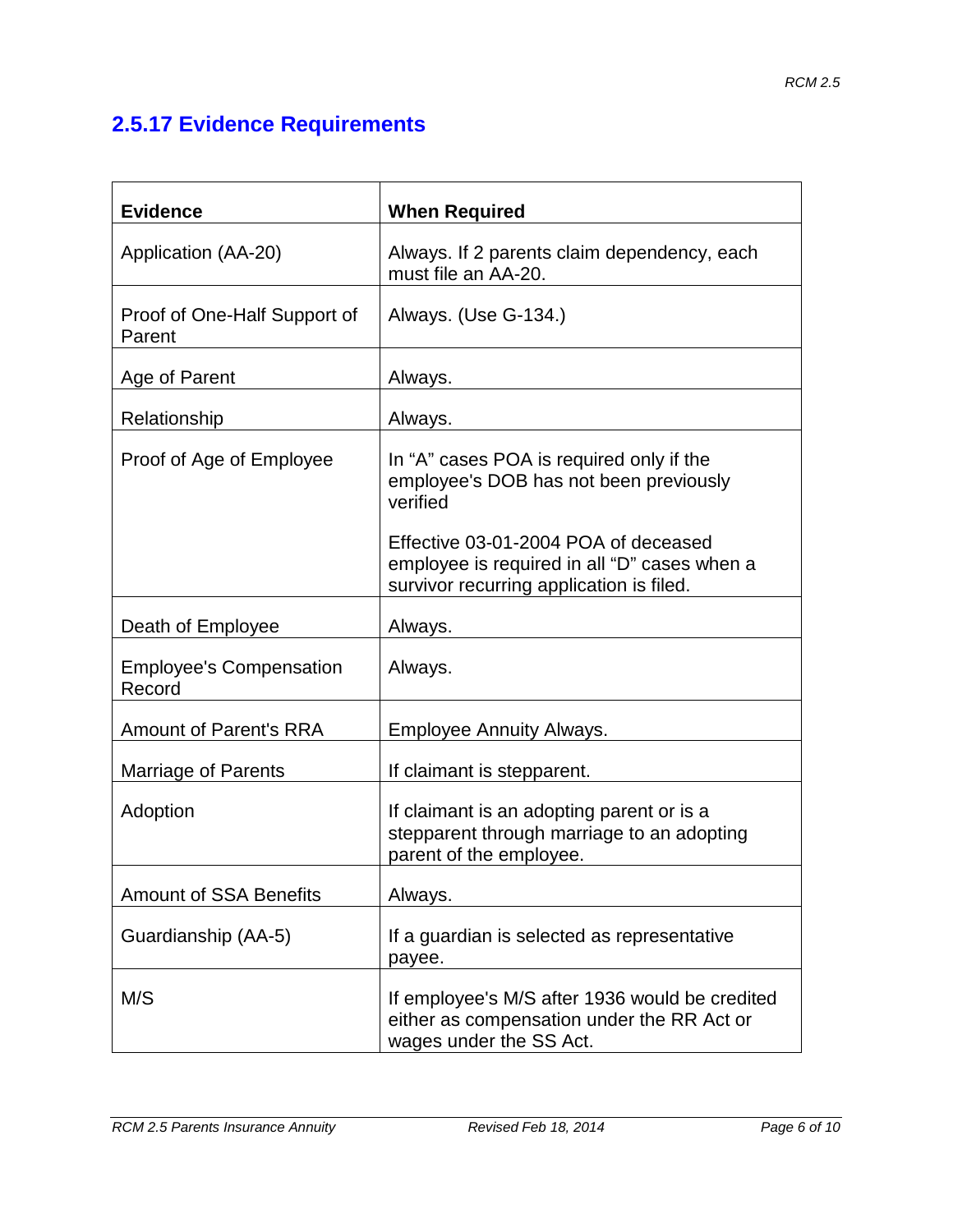## 2.5.17 Evidence Requirements

| Evidence | When Required |
|---|---|
| Application (AA-20) | Always. If 2 parents claim dependency, each must file an AA-20. |
| Proof of One-Half Support of Parent | Always. (Use G-134.) |
| Age of Parent | Always. |
| Relationship | Always. |
| Proof of Age of Employee | In "A" cases POA is required only if the employee's DOB has not been previously verified<br><br>Effective 03-01-2004 POA of deceased employee is required in all "D" cases when a survivor recurring application is filed. |
| Death of Employee | Always. |
| Employee's Compensation Record | Always. |
| Amount of Parent's RRA | Employee Annuity Always. |
| Marriage of Parents | If claimant is stepparent. |
| Adoption | If claimant is an adopting parent or is a stepparent through marriage to an adopting parent of the employee. |
| Amount of SSA Benefits | Always. |
| Guardianship (AA-5) | If a guardian is selected as representative payee. |
| M/S | If employee's M/S after 1936 would be credited either as compensation under the RR Act or wages under the SS Act. |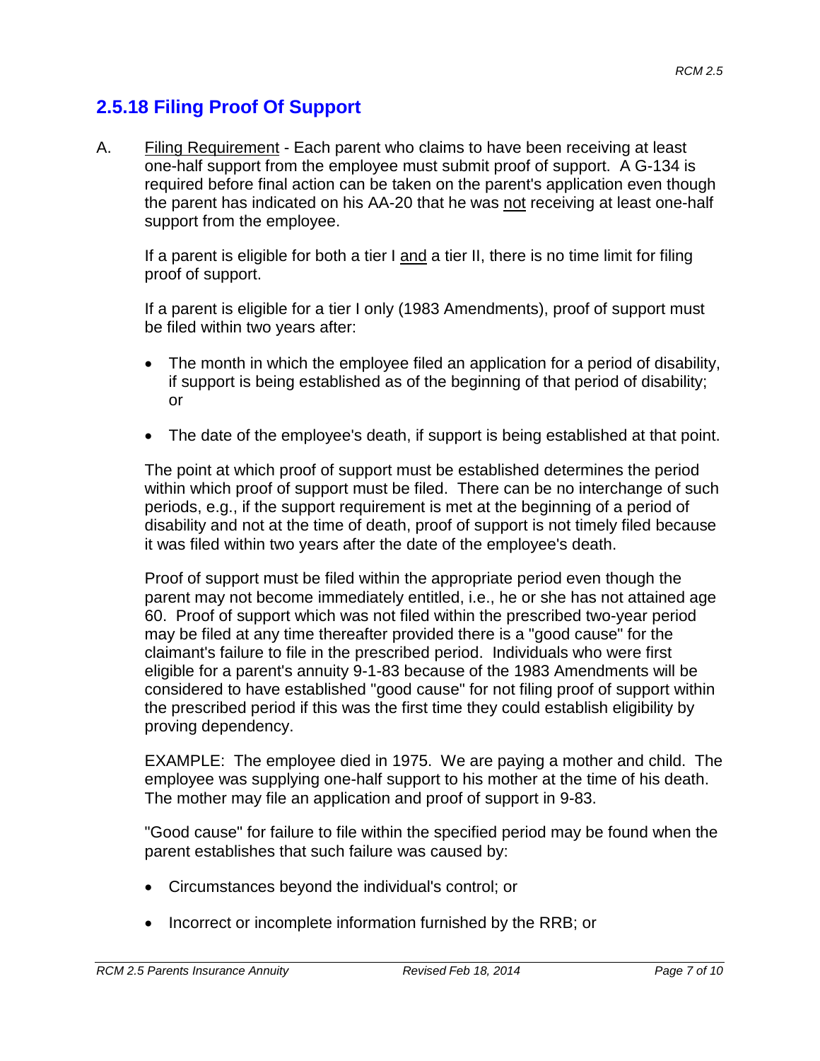## 2.5.18 Filing Proof Of Support

A. Filing Requirement - Each parent who claims to have been receiving at least one-half support from the employee must submit proof of support. A G-134 is required before final action can be taken on the parent's application even though the parent has indicated on his AA-20 that he was not receiving at least one-half support from the employee.

If a parent is eligible for both a tier I and a tier II, there is no time limit for filing proof of support.

If a parent is eligible for a tier I only (1983 Amendments), proof of support must be filed within two years after:

- The month in which the employee filed an application for a period of disability, if support is being established as of the beginning of that period of disability; or
- The date of the employee's death, if support is being established at that point.

The point at which proof of support must be established determines the period within which proof of support must be filed. There can be no interchange of such periods, e.g., if the support requirement is met at the beginning of a period of disability and not at the time of death, proof of support is not timely filed because it was filed within two years after the date of the employee's death.

Proof of support must be filed within the appropriate period even though the parent may not become immediately entitled, i.e., he or she has not attained age 60. Proof of support which was not filed within the prescribed two-year period may be filed at any time thereafter provided there is a "good cause" for the claimant's failure to file in the prescribed period. Individuals who were first eligible for a parent's annuity 9-1-83 because of the 1983 Amendments will be considered to have established "good cause" for not filing proof of support within the prescribed period if this was the first time they could establish eligibility by proving dependency.

EXAMPLE: The employee died in 1975. We are paying a mother and child. The employee was supplying one-half support to his mother at the time of his death. The mother may file an application and proof of support in 9-83.

"Good cause" for failure to file within the specified period may be found when the parent establishes that such failure was caused by:

- Circumstances beyond the individual's control; or
- Incorrect or incomplete information furnished by the RRB; or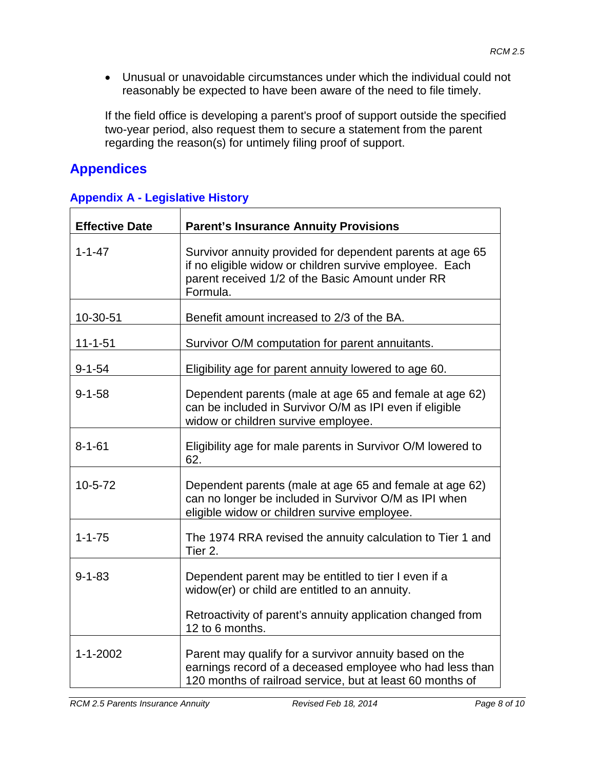- Unusual or unavoidable circumstances under which the individual could not reasonably be expected to have been aware of the need to file timely.

If the field office is developing a parent's proof of support outside the specified two-year period, also request them to secure a statement from the parent regarding the reason(s) for untimely filing proof of support.

## Appendices

### Appendix A - Legislative History

| Effective Date | Parent's Insurance Annuity Provisions |
|---|---|
| 1-1-47 | Survivor annuity provided for dependent parents at age 65 if no eligible widow or children survive employee. Each parent received 1/2 of the Basic Amount under RR Formula. |
| 10-30-51 | Benefit amount increased to 2/3 of the BA. |
| 11-1-51 | Survivor O/M computation for parent annuitants. |
| 9-1-54 | Eligibility age for parent annuity lowered to age 60. |
| 9-1-58 | Dependent parents (male at age 65 and female at age 62) can be included in Survivor O/M as IPI even if eligible widow or children survive employee. |
| 8-1-61 | Eligibility age for male parents in Survivor O/M lowered to 62. |
| 10-5-72 | Dependent parents (male at age 65 and female at age 62) can no longer be included in Survivor O/M as IPI when eligible widow or children survive employee. |
| 1-1-75 | The 1974 RRA revised the annuity calculation to Tier 1 and Tier 2. |
| 9-1-83 | Dependent parent may be entitled to tier I even if a widow(er) or child are entitled to an annuity.<br><br>Retroactivity of parent's annuity application changed from 12 to 6 months. |
| 1-1-2002 | Parent may qualify for a survivor annuity based on the earnings record of a deceased employee who had less than 120 months of railroad service, but at least 60 months of |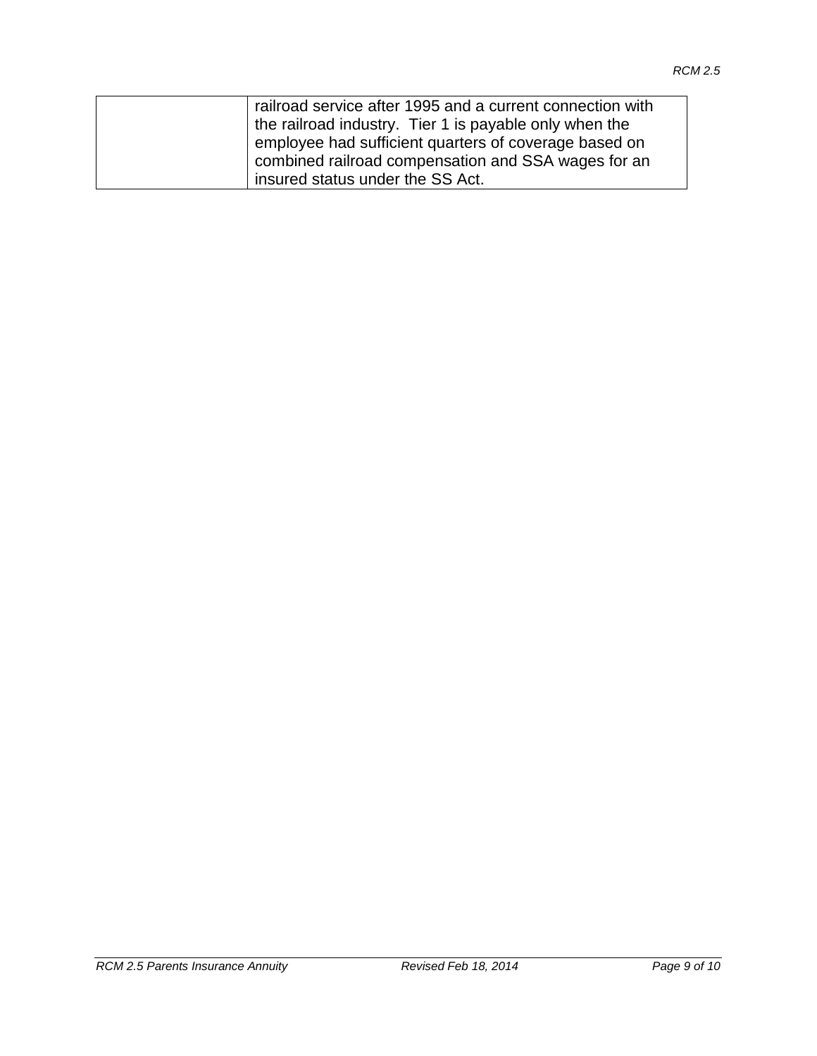| | |
|---|---|
| | railroad service after 1995 and a current connection with the railroad industry. Tier 1 is payable only when the employee had sufficient quarters of coverage based on combined railroad compensation and SSA wages for an insured status under the SS Act. |